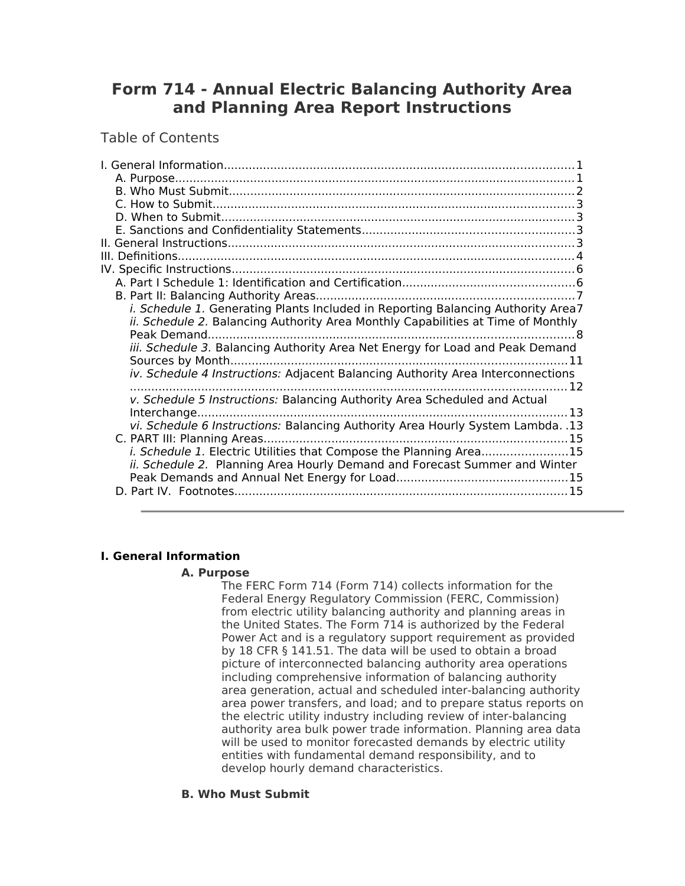# Form 714 - Annual Electric Balancing Authority Area and Planning Area Report Instructions

Table of Contents

I. General Information.....1
- A. Purpose.....1
- B. Who Must Submit.....2
- C. How to Submit.....3
- D. When to Submit.....3
- E. Sanctions and Confidentiality Statements.....3

II. General Instructions.....3

III. Definitions.....4

IV. Specific Instructions.....6
- A. Part I Schedule 1: Identification and Certification.....6
- B. Part II: Balancing Authority Areas.....7
  - *i. Schedule 1.* Generating Plants Included in Reporting Balancing Authority Area.....7
  - *ii. Schedule 2.* Balancing Authority Area Monthly Capabilities at Time of Monthly Peak Demand.....8
  - *iii. Schedule 3.* Balancing Authority Area Net Energy for Load and Peak Demand Sources by Month.....11
  - *iv. Schedule 4 Instructions:* Adjacent Balancing Authority Area Interconnections.....12
  - *v. Schedule 5 Instructions:* Balancing Authority Area Scheduled and Actual Interchange.....13
  - *vi. Schedule 6 Instructions:* Balancing Authority Area Hourly System Lambda.....13
- C. PART III: Planning Areas.....15
  - *i. Schedule 1.* Electric Utilities that Compose the Planning Area.....15
  - *ii. Schedule 2.* Planning Area Hourly Demand and Forecast Summer and Winter Peak Demands and Annual Net Energy for Load.....15
- D. Part IV. Footnotes.....15

---

## I. General Information

### A. Purpose

The FERC Form 714 (Form 714) collects information for the Federal Energy Regulatory Commission (FERC, Commission) from electric utility balancing authority and planning areas in the United States. The Form 714 is authorized by the Federal Power Act and is a regulatory support requirement as provided by 18 CFR § 141.51. The data will be used to obtain a broad picture of interconnected balancing authority area operations including comprehensive information of balancing authority area generation, actual and scheduled inter-balancing authority area power transfers, and load; and to prepare status reports on the electric utility industry including review of inter-balancing authority area bulk power trade information. Planning area data will be used to monitor forecasted demands by electric utility entities with fundamental demand responsibility, and to develop hourly demand characteristics.

### B. Who Must Submit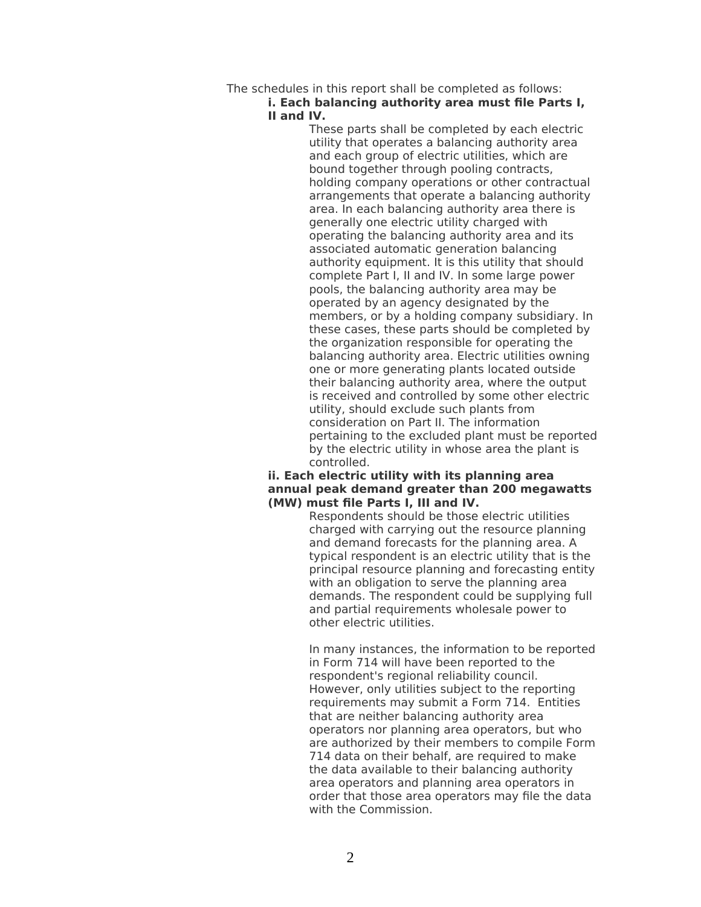The schedules in this report shall be completed as follows:

**i. Each balancing authority area must file Parts I, II and IV.**

These parts shall be completed by each electric utility that operates a balancing authority area and each group of electric utilities, which are bound together through pooling contracts, holding company operations or other contractual arrangements that operate a balancing authority area. In each balancing authority area there is generally one electric utility charged with operating the balancing authority area and its associated automatic generation balancing authority equipment. It is this utility that should complete Part I, II and IV. In some large power pools, the balancing authority area may be operated by an agency designated by the members, or by a holding company subsidiary. In these cases, these parts should be completed by the organization responsible for operating the balancing authority area. Electric utilities owning one or more generating plants located outside their balancing authority area, where the output is received and controlled by some other electric utility, should exclude such plants from consideration on Part II. The information pertaining to the excluded plant must be reported by the electric utility in whose area the plant is controlled.

**ii. Each electric utility with its planning area annual peak demand greater than 200 megawatts (MW) must file Parts I, III and IV.**

Respondents should be those electric utilities charged with carrying out the resource planning and demand forecasts for the planning area. A typical respondent is an electric utility that is the principal resource planning and forecasting entity with an obligation to serve the planning area demands. The respondent could be supplying full and partial requirements wholesale power to other electric utilities.

In many instances, the information to be reported in Form 714 will have been reported to the respondent's regional reliability council. However, only utilities subject to the reporting requirements may submit a Form 714. Entities that are neither balancing authority area operators nor planning area operators, but who are authorized by their members to compile Form 714 data on their behalf, are required to make the data available to their balancing authority area operators and planning area operators in order that those area operators may file the data with the Commission.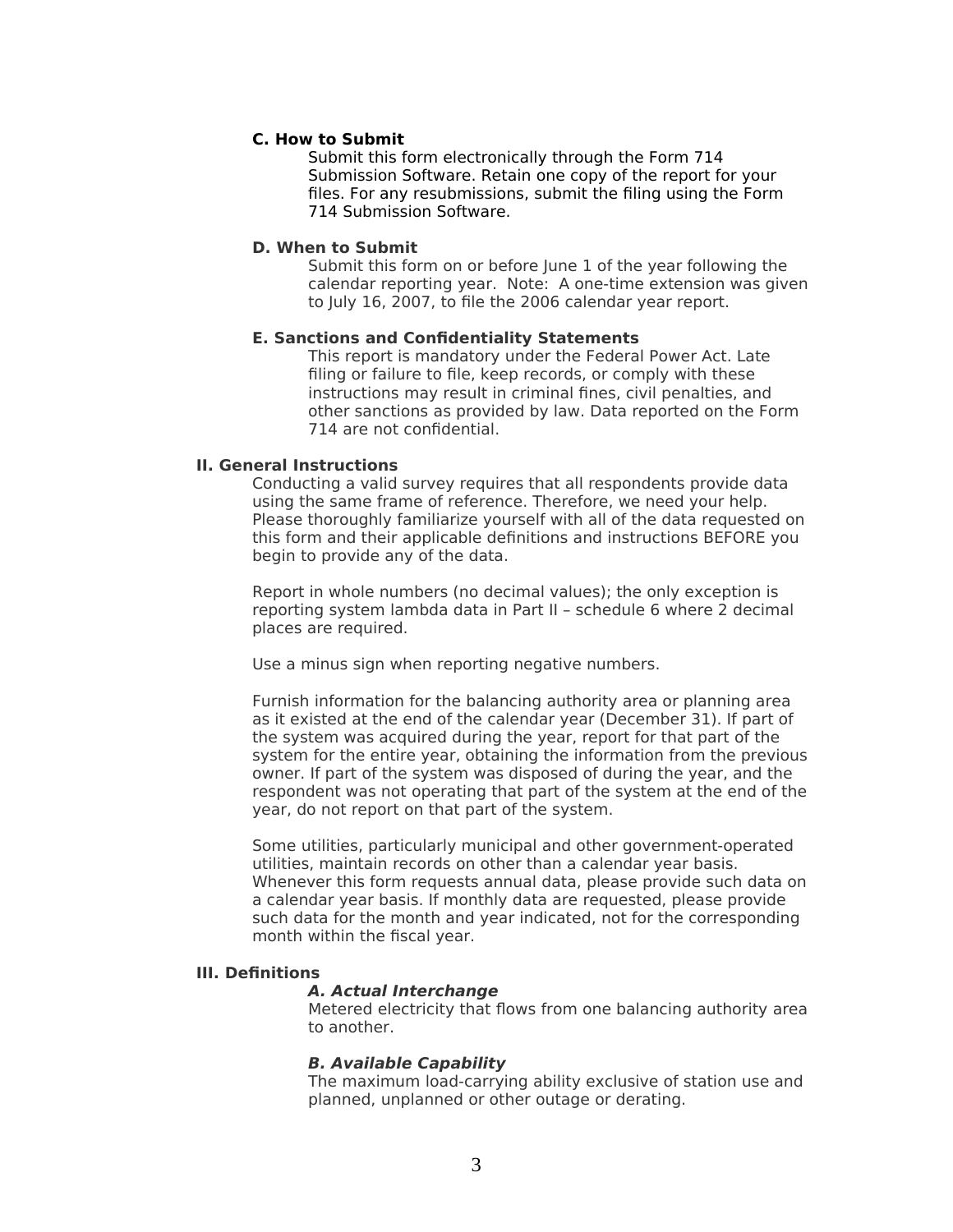### C. How to Submit

Submit this form electronically through the Form 714 Submission Software. Retain one copy of the report for your files. For any resubmissions, submit the filing using the Form 714 Submission Software.

### D. When to Submit

Submit this form on or before June 1 of the year following the calendar reporting year. Note: A one-time extension was given to July 16, 2007, to file the 2006 calendar year report.

### E. Sanctions and Confidentiality Statements

This report is mandatory under the Federal Power Act. Late filing or failure to file, keep records, or comply with these instructions may result in criminal fines, civil penalties, and other sanctions as provided by law. Data reported on the Form 714 are not confidential.

## II. General Instructions

Conducting a valid survey requires that all respondents provide data using the same frame of reference. Therefore, we need your help. Please thoroughly familiarize yourself with all of the data requested on this form and their applicable definitions and instructions BEFORE you begin to provide any of the data.

Report in whole numbers (no decimal values); the only exception is reporting system lambda data in Part II – schedule 6 where 2 decimal places are required.

Use a minus sign when reporting negative numbers.

Furnish information for the balancing authority area or planning area as it existed at the end of the calendar year (December 31). If part of the system was acquired during the year, report for that part of the system for the entire year, obtaining the information from the previous owner. If part of the system was disposed of during the year, and the respondent was not operating that part of the system at the end of the year, do not report on that part of the system.

Some utilities, particularly municipal and other government-operated utilities, maintain records on other than a calendar year basis. Whenever this form requests annual data, please provide such data on a calendar year basis. If monthly data are requested, please provide such data for the month and year indicated, not for the corresponding month within the fiscal year.

## III. Definitions

#### *A. Actual Interchange*

Metered electricity that flows from one balancing authority area to another.

#### *B. Available Capability*

The maximum load-carrying ability exclusive of station use and planned, unplanned or other outage or derating.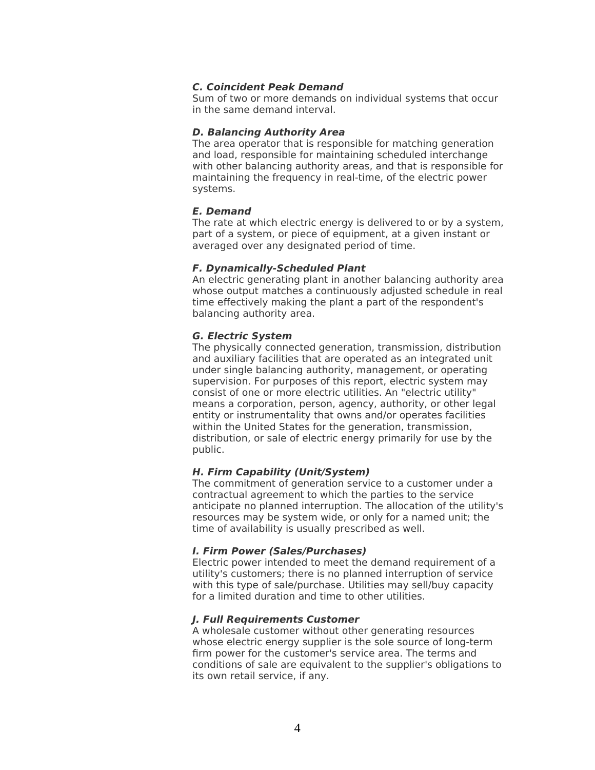***C. Coincident Peak Demand***
Sum of two or more demands on individual systems that occur in the same demand interval.

***D. Balancing Authority Area***
The area operator that is responsible for matching generation and load, responsible for maintaining scheduled interchange with other balancing authority areas, and that is responsible for maintaining the frequency in real-time, of the electric power systems.

***E. Demand***
The rate at which electric energy is delivered to or by a system, part of a system, or piece of equipment, at a given instant or averaged over any designated period of time.

***F. Dynamically-Scheduled Plant***
An electric generating plant in another balancing authority area whose output matches a continuously adjusted schedule in real time effectively making the plant a part of the respondent's balancing authority area.

***G. Electric System***
The physically connected generation, transmission, distribution and auxiliary facilities that are operated as an integrated unit under single balancing authority, management, or operating supervision. For purposes of this report, electric system may consist of one or more electric utilities. An "electric utility" means a corporation, person, agency, authority, or other legal entity or instrumentality that owns and/or operates facilities within the United States for the generation, transmission, distribution, or sale of electric energy primarily for use by the public.

***H. Firm Capability (Unit/System)***
The commitment of generation service to a customer under a contractual agreement to which the parties to the service anticipate no planned interruption. The allocation of the utility's resources may be system wide, or only for a named unit; the time of availability is usually prescribed as well.

***I. Firm Power (Sales/Purchases)***
Electric power intended to meet the demand requirement of a utility's customers; there is no planned interruption of service with this type of sale/purchase. Utilities may sell/buy capacity for a limited duration and time to other utilities.

***J. Full Requirements Customer***
A wholesale customer without other generating resources whose electric energy supplier is the sole source of long-term firm power for the customer's service area. The terms and conditions of sale are equivalent to the supplier's obligations to its own retail service, if any.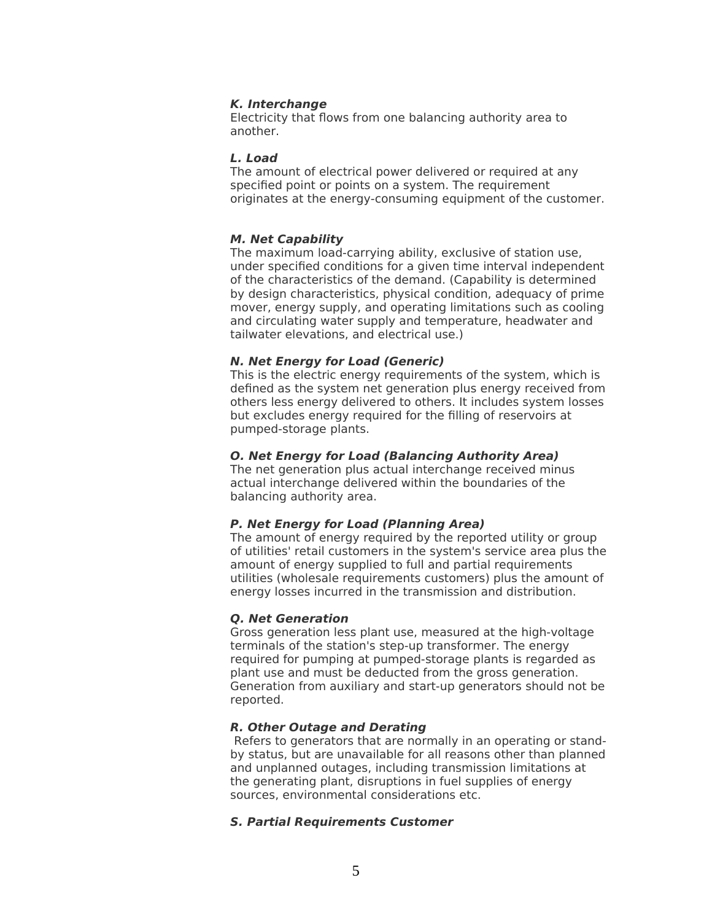***K. Interchange***
Electricity that flows from one balancing authority area to another.

***L. Load***
The amount of electrical power delivered or required at any specified point or points on a system. The requirement originates at the energy-consuming equipment of the customer.

***M. Net Capability***
The maximum load-carrying ability, exclusive of station use, under specified conditions for a given time interval independent of the characteristics of the demand. (Capability is determined by design characteristics, physical condition, adequacy of prime mover, energy supply, and operating limitations such as cooling and circulating water supply and temperature, headwater and tailwater elevations, and electrical use.)

***N. Net Energy for Load (Generic)***
This is the electric energy requirements of the system, which is defined as the system net generation plus energy received from others less energy delivered to others. It includes system losses but excludes energy required for the filling of reservoirs at pumped-storage plants.

***O. Net Energy for Load (Balancing Authority Area)***
The net generation plus actual interchange received minus actual interchange delivered within the boundaries of the balancing authority area.

***P. Net Energy for Load (Planning Area)***
The amount of energy required by the reported utility or group of utilities' retail customers in the system's service area plus the amount of energy supplied to full and partial requirements utilities (wholesale requirements customers) plus the amount of energy losses incurred in the transmission and distribution.

***Q. Net Generation***
Gross generation less plant use, measured at the high-voltage terminals of the station's step-up transformer. The energy required for pumping at pumped-storage plants is regarded as plant use and must be deducted from the gross generation. Generation from auxiliary and start-up generators should not be reported.

***R. Other Outage and Derating***
Refers to generators that are normally in an operating or stand-by status, but are unavailable for all reasons other than planned and unplanned outages, including transmission limitations at the generating plant, disruptions in fuel supplies of energy sources, environmental considerations etc.

***S. Partial Requirements Customer***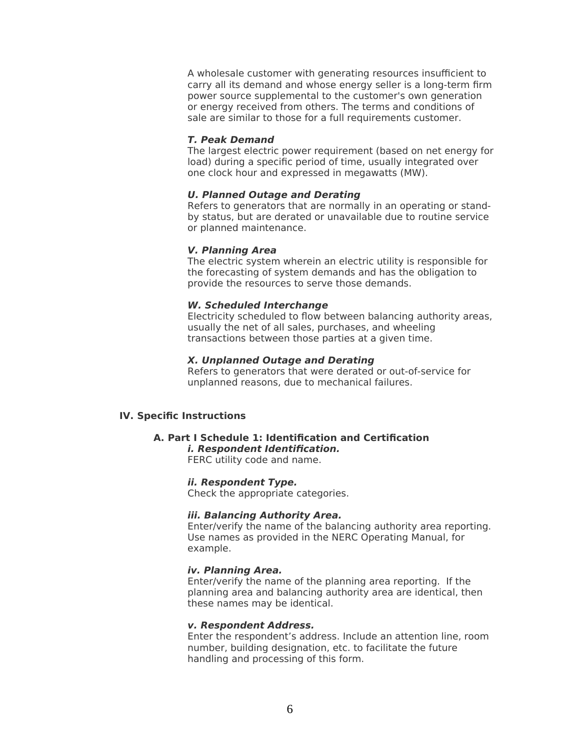A wholesale customer with generating resources insufficient to carry all its demand and whose energy seller is a long-term firm power source supplemental to the customer's own generation or energy received from others. The terms and conditions of sale are similar to those for a full requirements customer.

***T. Peak Demand***
The largest electric power requirement (based on net energy for load) during a specific period of time, usually integrated over one clock hour and expressed in megawatts (MW).

***U. Planned Outage and Derating***
Refers to generators that are normally in an operating or stand-by status, but are derated or unavailable due to routine service or planned maintenance.

***V. Planning Area***
The electric system wherein an electric utility is responsible for the forecasting of system demands and has the obligation to provide the resources to serve those demands.

***W. Scheduled Interchange***
Electricity scheduled to flow between balancing authority areas, usually the net of all sales, purchases, and wheeling transactions between those parties at a given time.

***X. Unplanned Outage and Derating***
Refers to generators that were derated or out-of-service for unplanned reasons, due to mechanical failures.

## IV. Specific Instructions

### A. Part I Schedule 1: Identification and Certification

***i. Respondent Identification.***
FERC utility code and name.

***ii. Respondent Type.***
Check the appropriate categories.

***iii. Balancing Authority Area.***
Enter/verify the name of the balancing authority area reporting. Use names as provided in the NERC Operating Manual, for example.

***iv. Planning Area.***
Enter/verify the name of the planning area reporting. If the planning area and balancing authority area are identical, then these names may be identical.

***v. Respondent Address.***
Enter the respondent's address. Include an attention line, room number, building designation, etc. to facilitate the future handling and processing of this form.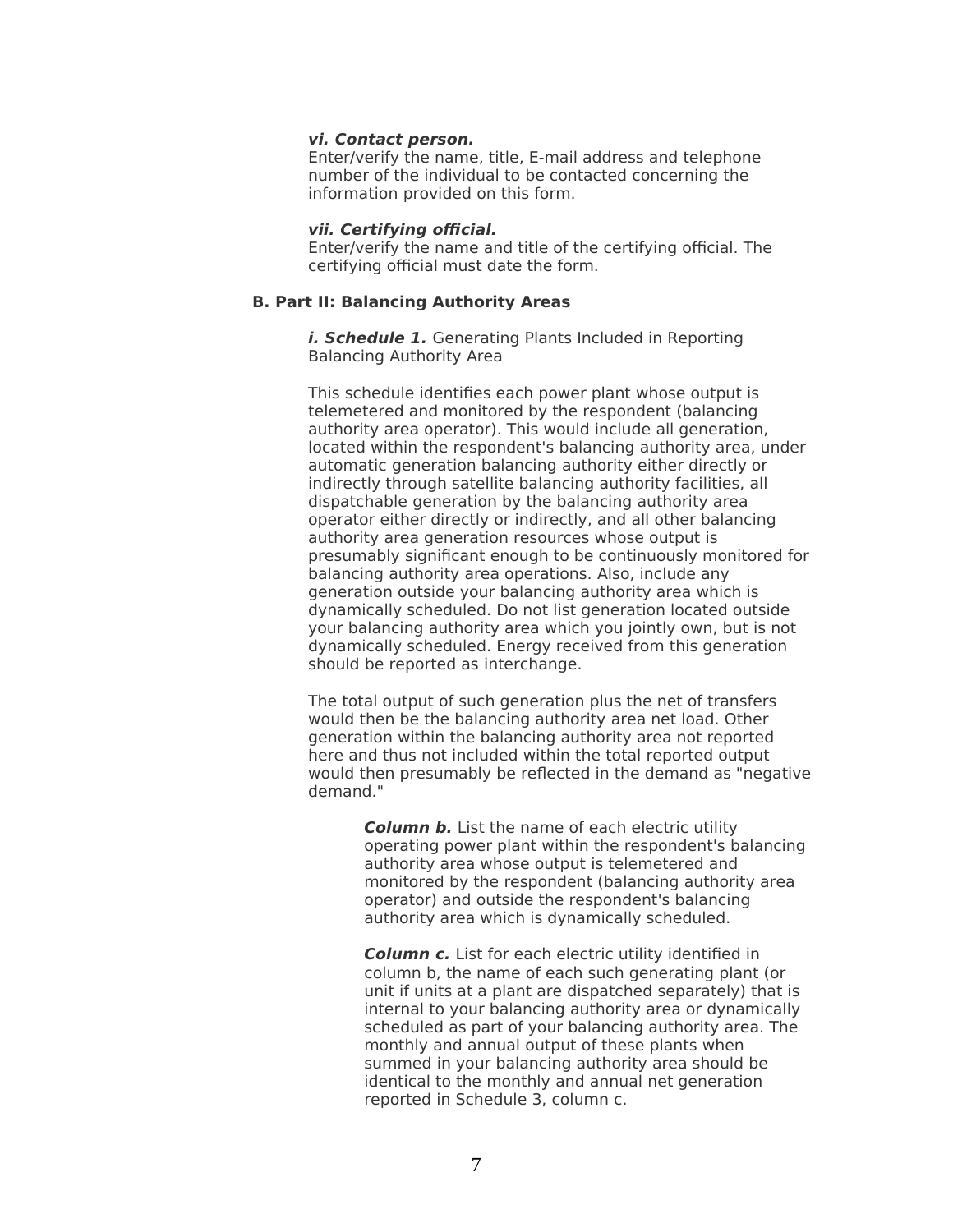***vi. Contact person.***

Enter/verify the name, title, E-mail address and telephone number of the individual to be contacted concerning the information provided on this form.

***vii. Certifying official.***

Enter/verify the name and title of the certifying official. The certifying official must date the form.

**B. Part II: Balancing Authority Areas**

***i. Schedule 1.*** Generating Plants Included in Reporting Balancing Authority Area

This schedule identifies each power plant whose output is telemetered and monitored by the respondent (balancing authority area operator). This would include all generation, located within the respondent's balancing authority area, under automatic generation balancing authority either directly or indirectly through satellite balancing authority facilities, all dispatchable generation by the balancing authority area operator either directly or indirectly, and all other balancing authority area generation resources whose output is presumably significant enough to be continuously monitored for balancing authority area operations. Also, include any generation outside your balancing authority area which is dynamically scheduled. Do not list generation located outside your balancing authority area which you jointly own, but is not dynamically scheduled. Energy received from this generation should be reported as interchange.

The total output of such generation plus the net of transfers would then be the balancing authority area net load. Other generation within the balancing authority area not reported here and thus not included within the total reported output would then presumably be reflected in the demand as "negative demand."

***Column b.*** List the name of each electric utility operating power plant within the respondent's balancing authority area whose output is telemetered and monitored by the respondent (balancing authority area operator) and outside the respondent's balancing authority area which is dynamically scheduled.

***Column c.*** List for each electric utility identified in column b, the name of each such generating plant (or unit if units at a plant are dispatched separately) that is internal to your balancing authority area or dynamically scheduled as part of your balancing authority area. The monthly and annual output of these plants when summed in your balancing authority area should be identical to the monthly and annual net generation reported in Schedule 3, column c.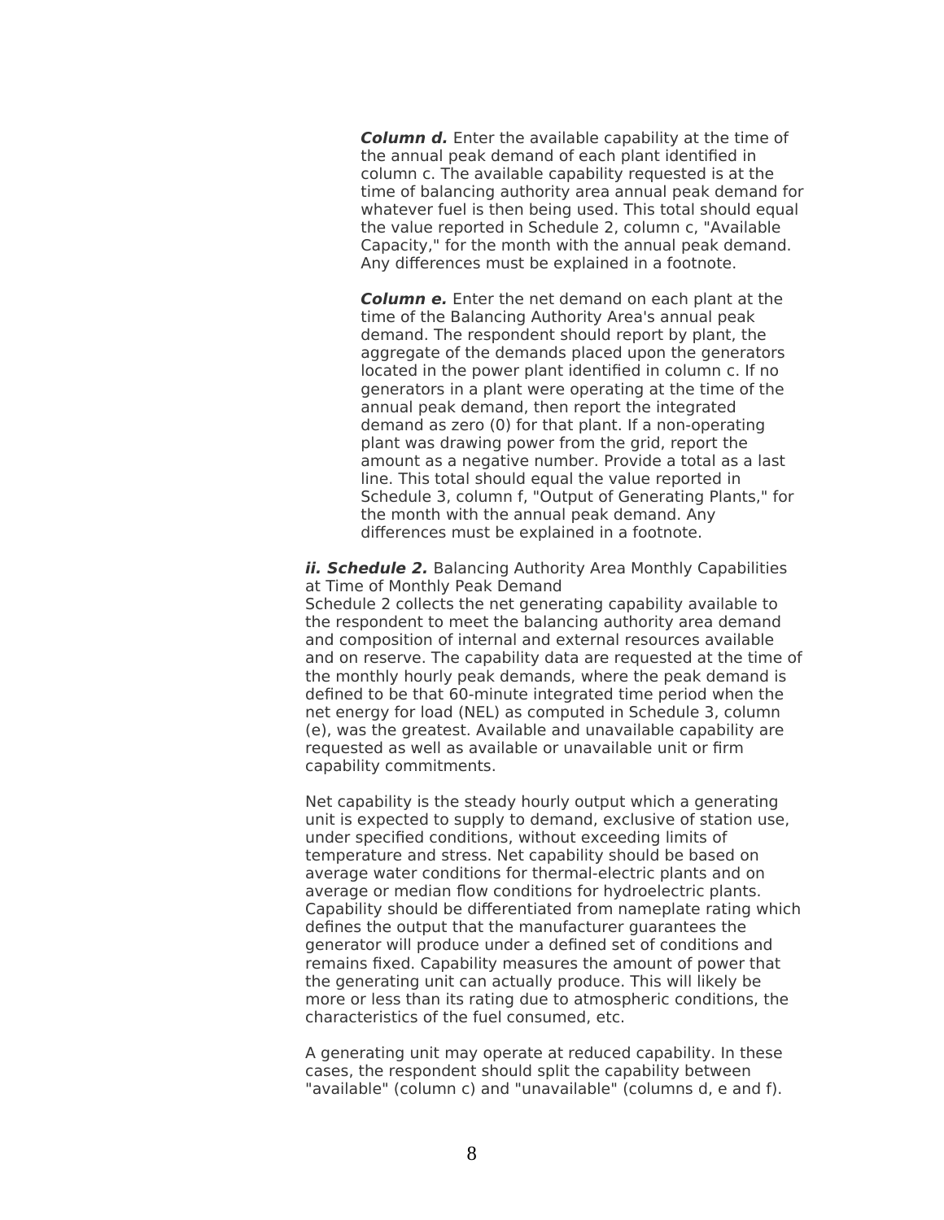***Column d.*** Enter the available capability at the time of the annual peak demand of each plant identified in column c. The available capability requested is at the time of balancing authority area annual peak demand for whatever fuel is then being used. This total should equal the value reported in Schedule 2, column c, "Available Capacity," for the month with the annual peak demand. Any differences must be explained in a footnote.

***Column e.*** Enter the net demand on each plant at the time of the Balancing Authority Area's annual peak demand. The respondent should report by plant, the aggregate of the demands placed upon the generators located in the power plant identified in column c. If no generators in a plant were operating at the time of the annual peak demand, then report the integrated demand as zero (0) for that plant. If a non-operating plant was drawing power from the grid, report the amount as a negative number. Provide a total as a last line. This total should equal the value reported in Schedule 3, column f, "Output of Generating Plants," for the month with the annual peak demand. Any differences must be explained in a footnote.

***ii. Schedule 2.*** Balancing Authority Area Monthly Capabilities at Time of Monthly Peak Demand

Schedule 2 collects the net generating capability available to the respondent to meet the balancing authority area demand and composition of internal and external resources available and on reserve. The capability data are requested at the time of the monthly hourly peak demands, where the peak demand is defined to be that 60-minute integrated time period when the net energy for load (NEL) as computed in Schedule 3, column (e), was the greatest. Available and unavailable capability are requested as well as available or unavailable unit or firm capability commitments.

Net capability is the steady hourly output which a generating unit is expected to supply to demand, exclusive of station use, under specified conditions, without exceeding limits of temperature and stress. Net capability should be based on average water conditions for thermal-electric plants and on average or median flow conditions for hydroelectric plants. Capability should be differentiated from nameplate rating which defines the output that the manufacturer guarantees the generator will produce under a defined set of conditions and remains fixed. Capability measures the amount of power that the generating unit can actually produce. This will likely be more or less than its rating due to atmospheric conditions, the characteristics of the fuel consumed, etc.

A generating unit may operate at reduced capability. In these cases, the respondent should split the capability between "available" (column c) and "unavailable" (columns d, e and f).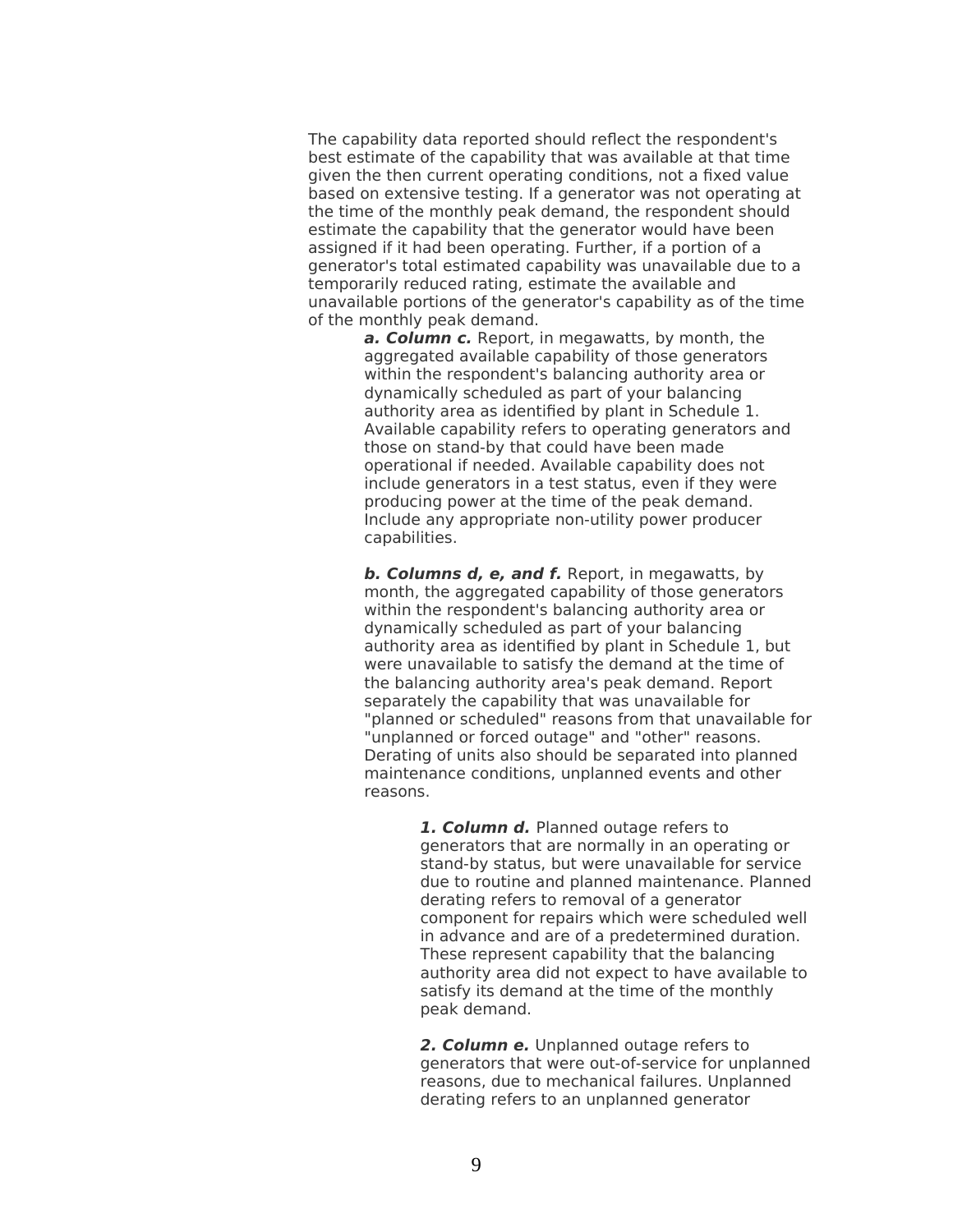The capability data reported should reflect the respondent's best estimate of the capability that was available at that time given the then current operating conditions, not a fixed value based on extensive testing. If a generator was not operating at the time of the monthly peak demand, the respondent should estimate the capability that the generator would have been assigned if it had been operating. Further, if a portion of a generator's total estimated capability was unavailable due to a temporarily reduced rating, estimate the available and unavailable portions of the generator's capability as of the time of the monthly peak demand.

***a. Column c.*** Report, in megawatts, by month, the aggregated available capability of those generators within the respondent's balancing authority area or dynamically scheduled as part of your balancing authority area as identified by plant in Schedule 1. Available capability refers to operating generators and those on stand-by that could have been made operational if needed. Available capability does not include generators in a test status, even if they were producing power at the time of the peak demand. Include any appropriate non-utility power producer capabilities.

***b. Columns d, e, and f.*** Report, in megawatts, by month, the aggregated capability of those generators within the respondent's balancing authority area or dynamically scheduled as part of your balancing authority area as identified by plant in Schedule 1, but were unavailable to satisfy the demand at the time of the balancing authority area's peak demand. Report separately the capability that was unavailable for "planned or scheduled" reasons from that unavailable for "unplanned or forced outage" and "other" reasons. Derating of units also should be separated into planned maintenance conditions, unplanned events and other reasons.

***1. Column d.*** Planned outage refers to generators that are normally in an operating or stand-by status, but were unavailable for service due to routine and planned maintenance. Planned derating refers to removal of a generator component for repairs which were scheduled well in advance and are of a predetermined duration. These represent capability that the balancing authority area did not expect to have available to satisfy its demand at the time of the monthly peak demand.

***2. Column e.*** Unplanned outage refers to generators that were out-of-service for unplanned reasons, due to mechanical failures. Unplanned derating refers to an unplanned generator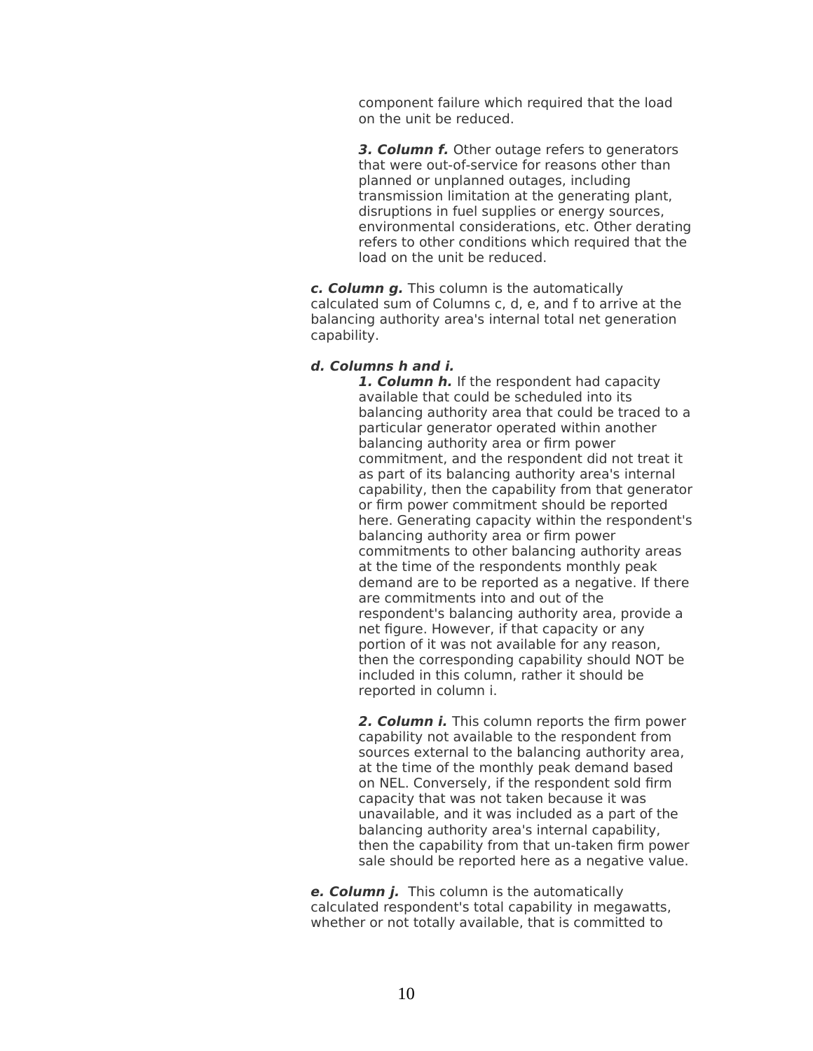component failure which required that the load on the unit be reduced.

***3. Column f.*** Other outage refers to generators that were out-of-service for reasons other than planned or unplanned outages, including transmission limitation at the generating plant, disruptions in fuel supplies or energy sources, environmental considerations, etc. Other derating refers to other conditions which required that the load on the unit be reduced.

***c. Column g.*** This column is the automatically calculated sum of Columns c, d, e, and f to arrive at the balancing authority area's internal total net generation capability.

***d. Columns h and i.***

***1. Column h.*** If the respondent had capacity available that could be scheduled into its balancing authority area that could be traced to a particular generator operated within another balancing authority area or firm power commitment, and the respondent did not treat it as part of its balancing authority area's internal capability, then the capability from that generator or firm power commitment should be reported here. Generating capacity within the respondent's balancing authority area or firm power commitments to other balancing authority areas at the time of the respondents monthly peak demand are to be reported as a negative. If there are commitments into and out of the respondent's balancing authority area, provide a net figure. However, if that capacity or any portion of it was not available for any reason, then the corresponding capability should NOT be included in this column, rather it should be reported in column i.

***2. Column i.*** This column reports the firm power capability not available to the respondent from sources external to the balancing authority area, at the time of the monthly peak demand based on NEL. Conversely, if the respondent sold firm capacity that was not taken because it was unavailable, and it was included as a part of the balancing authority area's internal capability, then the capability from that un-taken firm power sale should be reported here as a negative value.

***e. Column j.*** This column is the automatically calculated respondent's total capability in megawatts, whether or not totally available, that is committed to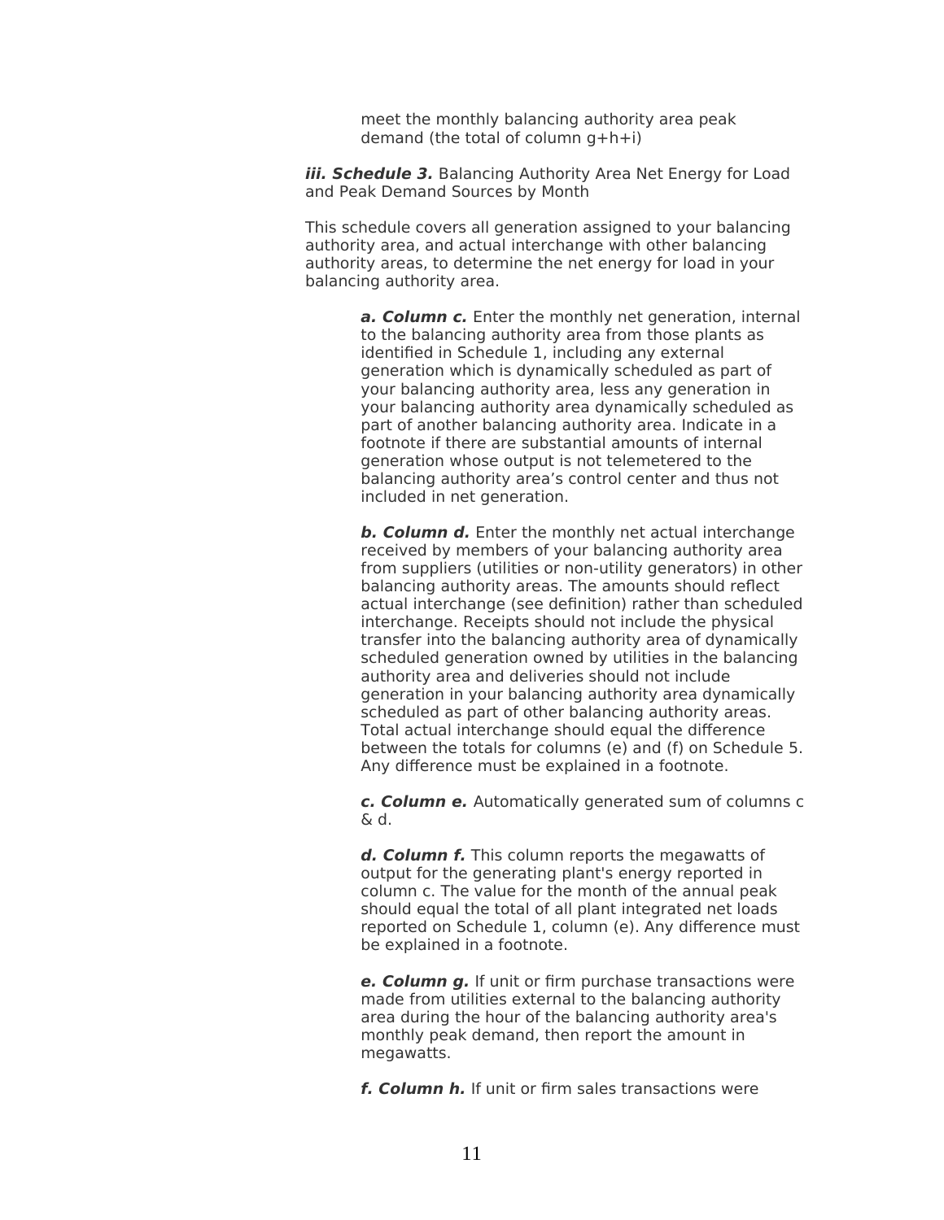meet the monthly balancing authority area peak demand (the total of column g+h+i)

***iii. Schedule 3.*** Balancing Authority Area Net Energy for Load and Peak Demand Sources by Month

This schedule covers all generation assigned to your balancing authority area, and actual interchange with other balancing authority areas, to determine the net energy for load in your balancing authority area.

***a. Column c.*** Enter the monthly net generation, internal to the balancing authority area from those plants as identified in Schedule 1, including any external generation which is dynamically scheduled as part of your balancing authority area, less any generation in your balancing authority area dynamically scheduled as part of another balancing authority area. Indicate in a footnote if there are substantial amounts of internal generation whose output is not telemetered to the balancing authority area's control center and thus not included in net generation.

***b. Column d.*** Enter the monthly net actual interchange received by members of your balancing authority area from suppliers (utilities or non-utility generators) in other balancing authority areas. The amounts should reflect actual interchange (see definition) rather than scheduled interchange. Receipts should not include the physical transfer into the balancing authority area of dynamically scheduled generation owned by utilities in the balancing authority area and deliveries should not include generation in your balancing authority area dynamically scheduled as part of other balancing authority areas. Total actual interchange should equal the difference between the totals for columns (e) and (f) on Schedule 5. Any difference must be explained in a footnote.

***c. Column e.*** Automatically generated sum of columns c & d.

***d. Column f.*** This column reports the megawatts of output for the generating plant's energy reported in column c. The value for the month of the annual peak should equal the total of all plant integrated net loads reported on Schedule 1, column (e). Any difference must be explained in a footnote.

***e. Column g.*** If unit or firm purchase transactions were made from utilities external to the balancing authority area during the hour of the balancing authority area's monthly peak demand, then report the amount in megawatts.

***f. Column h.*** If unit or firm sales transactions were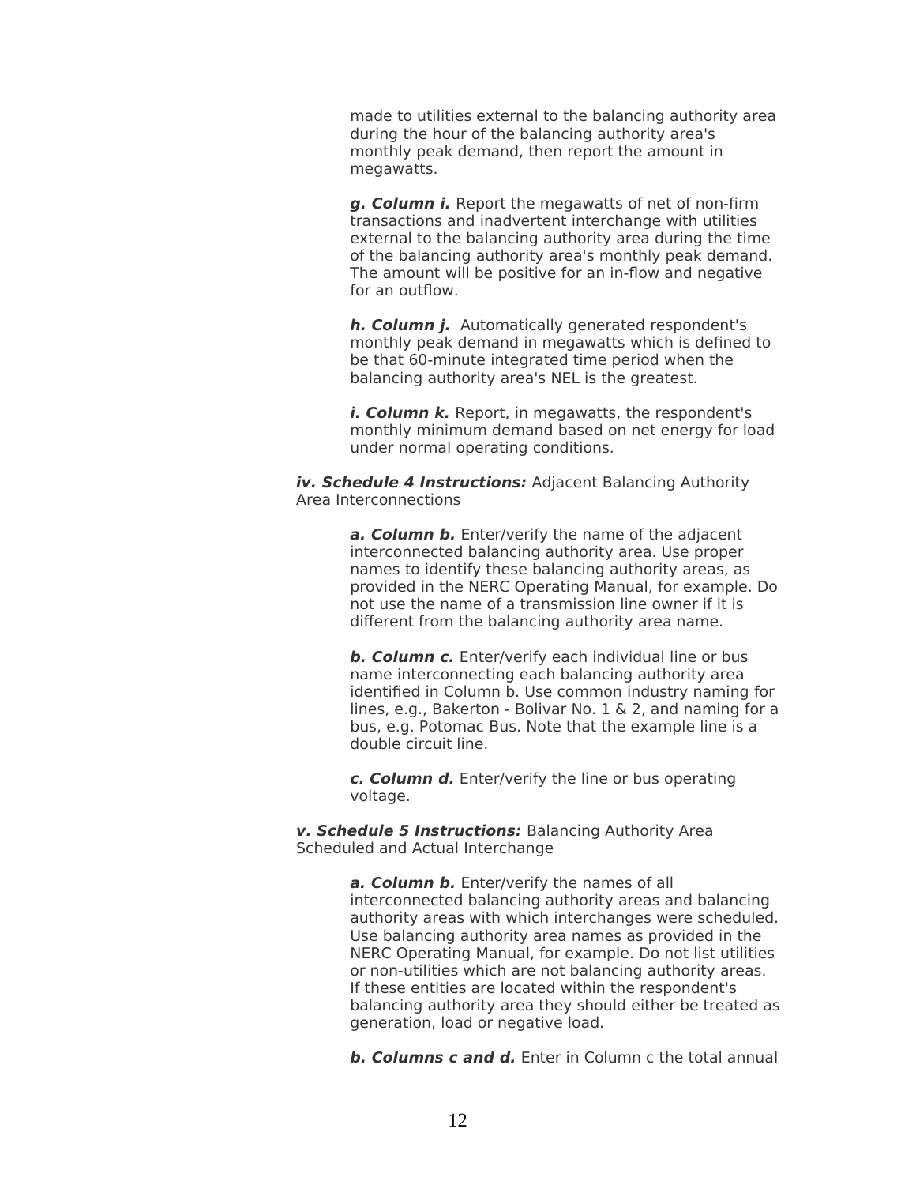made to utilities external to the balancing authority area during the hour of the balancing authority area's monthly peak demand, then report the amount in megawatts.

***g. Column i.*** Report the megawatts of net of non-firm transactions and inadvertent interchange with utilities external to the balancing authority area during the time of the balancing authority area's monthly peak demand. The amount will be positive for an in-flow and negative for an outflow.

***h. Column j.*** Automatically generated respondent's monthly peak demand in megawatts which is defined to be that 60-minute integrated time period when the balancing authority area's NEL is the greatest.

***i. Column k.*** Report, in megawatts, the respondent's monthly minimum demand based on net energy for load under normal operating conditions.

***iv. Schedule 4 Instructions:*** Adjacent Balancing Authority Area Interconnections

***a. Column b.*** Enter/verify the name of the adjacent interconnected balancing authority area. Use proper names to identify these balancing authority areas, as provided in the NERC Operating Manual, for example. Do not use the name of a transmission line owner if it is different from the balancing authority area name.

***b. Column c.*** Enter/verify each individual line or bus name interconnecting each balancing authority area identified in Column b. Use common industry naming for lines, e.g., Bakerton - Bolivar No. 1 & 2, and naming for a bus, e.g. Potomac Bus. Note that the example line is a double circuit line.

***c. Column d.*** Enter/verify the line or bus operating voltage.

***v. Schedule 5 Instructions:*** Balancing Authority Area Scheduled and Actual Interchange

***a. Column b.*** Enter/verify the names of all interconnected balancing authority areas and balancing authority areas with which interchanges were scheduled. Use balancing authority area names as provided in the NERC Operating Manual, for example. Do not list utilities or non-utilities which are not balancing authority areas. If these entities are located within the respondent's balancing authority area they should either be treated as generation, load or negative load.

***b. Columns c and d.*** Enter in Column c the total annual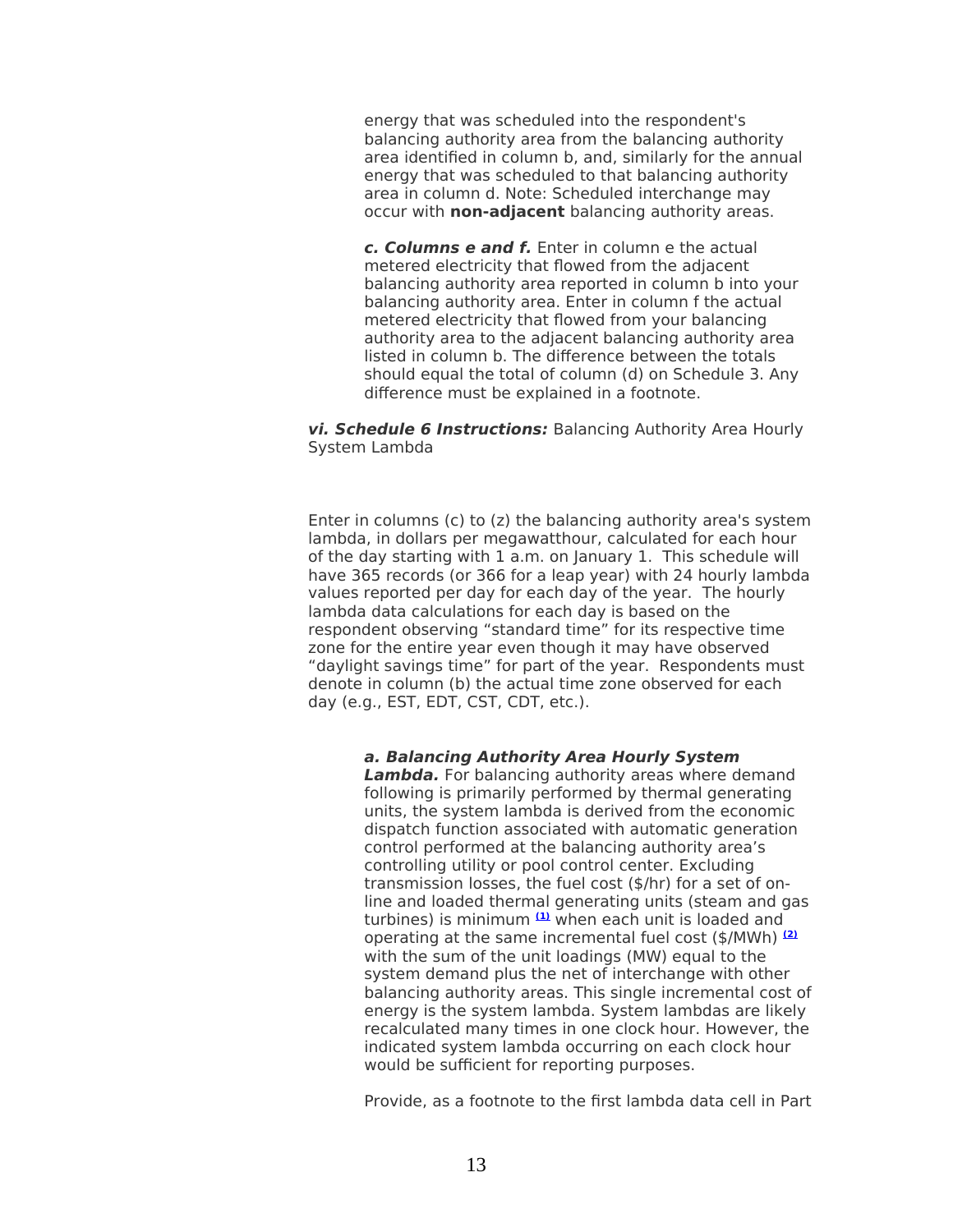energy that was scheduled into the respondent's balancing authority area from the balancing authority area identified in column b, and, similarly for the annual energy that was scheduled to that balancing authority area in column d. Note: Scheduled interchange may occur with **non-adjacent** balancing authority areas.

***c. Columns e and f.*** Enter in column e the actual metered electricity that flowed from the adjacent balancing authority area reported in column b into your balancing authority area. Enter in column f the actual metered electricity that flowed from your balancing authority area to the adjacent balancing authority area listed in column b. The difference between the totals should equal the total of column (d) on Schedule 3. Any difference must be explained in a footnote.

***vi. Schedule 6 Instructions:*** Balancing Authority Area Hourly System Lambda

Enter in columns (c) to (z) the balancing authority area's system lambda, in dollars per megawatthour, calculated for each hour of the day starting with 1 a.m. on January 1. This schedule will have 365 records (or 366 for a leap year) with 24 hourly lambda values reported per day for each day of the year. The hourly lambda data calculations for each day is based on the respondent observing "standard time" for its respective time zone for the entire year even though it may have observed "daylight savings time" for part of the year. Respondents must denote in column (b) the actual time zone observed for each day (e.g., EST, EDT, CST, CDT, etc.).

***a. Balancing Authority Area Hourly System Lambda.*** For balancing authority areas where demand following is primarily performed by thermal generating units, the system lambda is derived from the economic dispatch function associated with automatic generation control performed at the balancing authority area's controlling utility or pool control center. Excluding transmission losses, the fuel cost ($/hr) for a set of on-line and loaded thermal generating units (steam and gas turbines) is minimum [(1)] when each unit is loaded and operating at the same incremental fuel cost ($/MWh) [(2)] with the sum of the unit loadings (MW) equal to the system demand plus the net of interchange with other balancing authority areas. This single incremental cost of energy is the system lambda. System lambdas are likely recalculated many times in one clock hour. However, the indicated system lambda occurring on each clock hour would be sufficient for reporting purposes.

Provide, as a footnote to the first lambda data cell in Part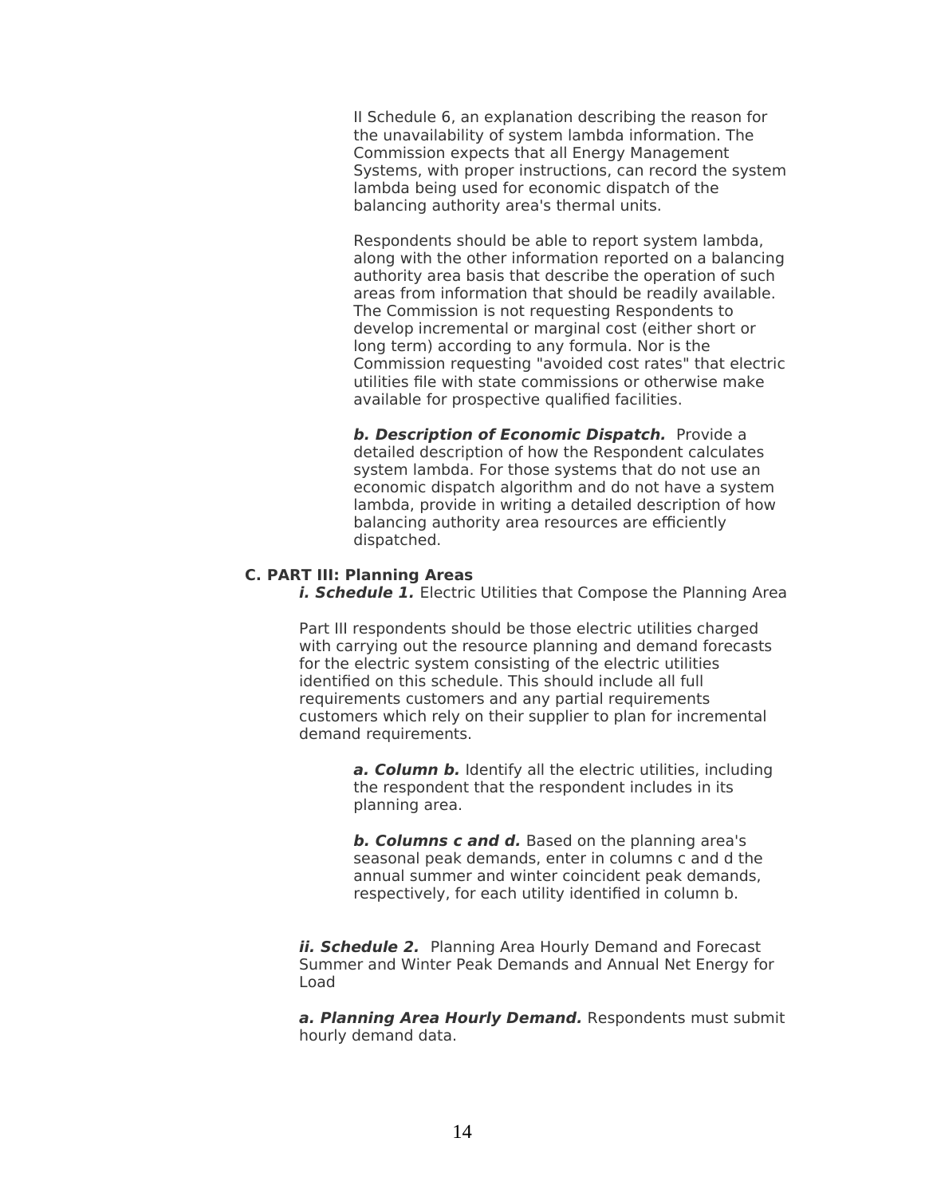II Schedule 6, an explanation describing the reason for the unavailability of system lambda information. The Commission expects that all Energy Management Systems, with proper instructions, can record the system lambda being used for economic dispatch of the balancing authority area's thermal units.

Respondents should be able to report system lambda, along with the other information reported on a balancing authority area basis that describe the operation of such areas from information that should be readily available. The Commission is not requesting Respondents to develop incremental or marginal cost (either short or long term) according to any formula. Nor is the Commission requesting "avoided cost rates" that electric utilities file with state commissions or otherwise make available for prospective qualified facilities.

***b. Description of Economic Dispatch.*** Provide a detailed description of how the Respondent calculates system lambda. For those systems that do not use an economic dispatch algorithm and do not have a system lambda, provide in writing a detailed description of how balancing authority area resources are efficiently dispatched.

**C. PART III: Planning Areas**

***i. Schedule 1.*** Electric Utilities that Compose the Planning Area

Part III respondents should be those electric utilities charged with carrying out the resource planning and demand forecasts for the electric system consisting of the electric utilities identified on this schedule. This should include all full requirements customers and any partial requirements customers which rely on their supplier to plan for incremental demand requirements.

***a. Column b.*** Identify all the electric utilities, including the respondent that the respondent includes in its planning area.

***b. Columns c and d.*** Based on the planning area's seasonal peak demands, enter in columns c and d the annual summer and winter coincident peak demands, respectively, for each utility identified in column b.

***ii. Schedule 2.*** Planning Area Hourly Demand and Forecast Summer and Winter Peak Demands and Annual Net Energy for Load

***a. Planning Area Hourly Demand.*** Respondents must submit hourly demand data.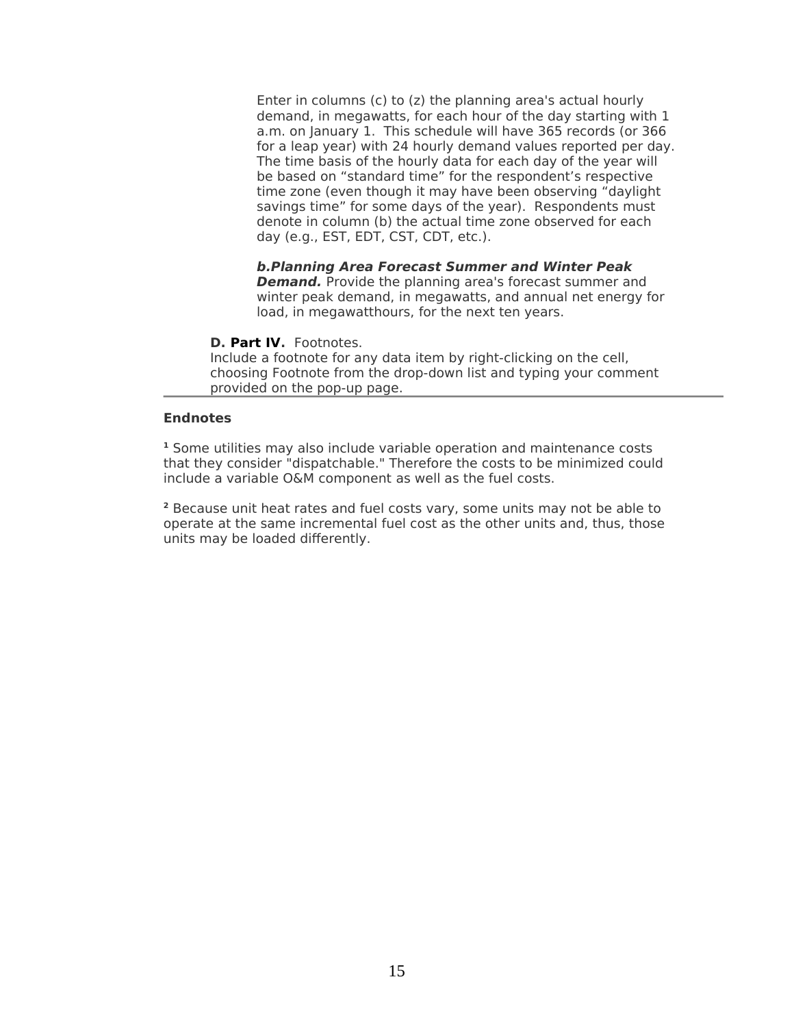Enter in columns (c) to (z) the planning area's actual hourly demand, in megawatts, for each hour of the day starting with 1 a.m. on January 1. This schedule will have 365 records (or 366 for a leap year) with 24 hourly demand values reported per day. The time basis of the hourly data for each day of the year will be based on “standard time” for the respondent’s respective time zone (even though it may have been observing “daylight savings time” for some days of the year). Respondents must denote in column (b) the actual time zone observed for each day (e.g., EST, EDT, CST, CDT, etc.).

***b.Planning Area Forecast Summer and Winter Peak Demand.*** Provide the planning area's forecast summer and winter peak demand, in megawatts, and annual net energy for load, in megawatthours, for the next ten years.

**D. Part IV.** Footnotes.
Include a footnote for any data item by right-clicking on the cell, choosing Footnote from the drop-down list and typing your comment provided on the pop-up page.

---

**Endnotes**

[1] Some utilities may also include variable operation and maintenance costs that they consider "dispatchable." Therefore the costs to be minimized could include a variable O&M component as well as the fuel costs.

[2] Because unit heat rates and fuel costs vary, some units may not be able to operate at the same incremental fuel cost as the other units and, thus, those units may be loaded differently.